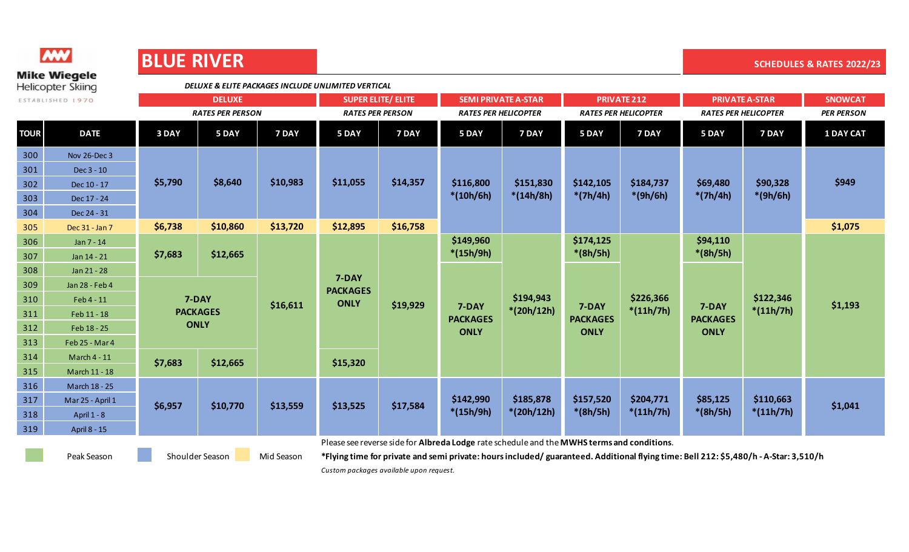Mike Wiegele Helicopter Skiing
ESTABLISHED 1970

# BLUE RIVER

## SCHEDULES & RATES 2022/23

***DELUXE & ELITE PACKAGES INCLUDE UNLIMITED VERTICAL***

| | | DELUXE *RATES PER PERSON* | | | SUPER ELITE/ ELITE *RATES PER PERSON* | | SEMI PRIVATE A-STAR *RATES PER HELICOPTER* | | PRIVATE 212 *RATES PER HELICOPTER* | | PRIVATE A-STAR *RATES PER HELICOPTER* | | SNOWCAT *PER PERSON* |
|---|---|---|---|---|---|---|---|---|---|---|---|---|---|
| **TOUR** | **DATE** | **3 DAY** | **5 DAY** | **7 DAY** | **5 DAY** | **7 DAY** | **5 DAY** | **7 DAY** | **5 DAY** | **7 DAY** | **5 DAY** | **7 DAY** | **1 DAY CAT** |
| 300 | Nov 26-Dec 3 | $5,790 | $8,640 | $10,983 | $11,055 | $14,357 | $116,800 *(10h/6h) | $151,830 *(14h/8h) | $142,105 *(7h/4h) | $184,737 *(9h/6h) | $69,480 *(7h/4h) | $90,328 *(9h/6h) | $949 |
| 301 | Dec 3 - 10 | $5,790 | $8,640 | $10,983 | $11,055 | $14,357 | $116,800 *(10h/6h) | $151,830 *(14h/8h) | $142,105 *(7h/4h) | $184,737 *(9h/6h) | $69,480 *(7h/4h) | $90,328 *(9h/6h) | $949 |
| 302 | Dec 10 - 17 | $5,790 | $8,640 | $10,983 | $11,055 | $14,357 | $116,800 *(10h/6h) | $151,830 *(14h/8h) | $142,105 *(7h/4h) | $184,737 *(9h/6h) | $69,480 *(7h/4h) | $90,328 *(9h/6h) | $949 |
| 303 | Dec 17 - 24 | $5,790 | $8,640 | $10,983 | $11,055 | $14,357 | $116,800 *(10h/6h) | $151,830 *(14h/8h) | $142,105 *(7h/4h) | $184,737 *(9h/6h) | $69,480 *(7h/4h) | $90,328 *(9h/6h) | $949 |
| 304 | Dec 24 - 31 | $5,790 | $8,640 | $10,983 | $11,055 | $14,357 | $116,800 *(10h/6h) | $151,830 *(14h/8h) | $142,105 *(7h/4h) | $184,737 *(9h/6h) | $69,480 *(7h/4h) | $90,328 *(9h/6h) | $949 |
| 305 | Dec 31 - Jan 7 | $6,738 | $10,860 | $13,720 | $12,895 | $16,758 | $116,800 *(10h/6h) | $151,830 *(14h/8h) | $142,105 *(7h/4h) | $184,737 *(9h/6h) | $69,480 *(7h/4h) | $90,328 *(9h/6h) | $1,075 |
| 306 | Jan 7 - 14 | $7,683 | $12,665 | $16,611 | 7-DAY PACKAGES ONLY | $19,929 | $149,960 *(15h/9h) | $194,943 *(20h/12h) | $174,125 *(8h/5h) | $226,366 *(11h/7h) | $94,110 *(8h/5h) | $122,346 *(11h/7h) | $1,193 |
| 307 | Jan 14 - 21 | $7,683 | $12,665 | $16,611 | 7-DAY PACKAGES ONLY | $19,929 | $149,960 *(15h/9h) | $194,943 *(20h/12h) | $174,125 *(8h/5h) | $226,366 *(11h/7h) | $94,110 *(8h/5h) | $122,346 *(11h/7h) | $1,193 |
| 308 | Jan 21 - 28 | $7,683 | $12,665 | $16,611 | 7-DAY PACKAGES ONLY | $19,929 | $149,960 *(15h/9h) | $194,943 *(20h/12h) | $174,125 *(8h/5h) | $226,366 *(11h/7h) | $94,110 *(8h/5h) | $122,346 *(11h/7h) | $1,193 |
| 309 | Jan 28 - Feb 4 | 7-DAY PACKAGES ONLY | 7-DAY PACKAGES ONLY | $16,611 | 7-DAY PACKAGES ONLY | $19,929 | 7-DAY PACKAGES ONLY | $194,943 *(20h/12h) | 7-DAY PACKAGES ONLY | $226,366 *(11h/7h) | 7-DAY PACKAGES ONLY | $122,346 *(11h/7h) | $1,193 |
| 310 | Feb 4 - 11 | 7-DAY PACKAGES ONLY | 7-DAY PACKAGES ONLY | $16,611 | 7-DAY PACKAGES ONLY | $19,929 | 7-DAY PACKAGES ONLY | $194,943 *(20h/12h) | 7-DAY PACKAGES ONLY | $226,366 *(11h/7h) | 7-DAY PACKAGES ONLY | $122,346 *(11h/7h) | $1,193 |
| 311 | Feb 11 - 18 | 7-DAY PACKAGES ONLY | 7-DAY PACKAGES ONLY | $16,611 | 7-DAY PACKAGES ONLY | $19,929 | 7-DAY PACKAGES ONLY | $194,943 *(20h/12h) | 7-DAY PACKAGES ONLY | $226,366 *(11h/7h) | 7-DAY PACKAGES ONLY | $122,346 *(11h/7h) | $1,193 |
| 312 | Feb 18 - 25 | 7-DAY PACKAGES ONLY | 7-DAY PACKAGES ONLY | $16,611 | 7-DAY PACKAGES ONLY | $19,929 | 7-DAY PACKAGES ONLY | $194,943 *(20h/12h) | 7-DAY PACKAGES ONLY | $226,366 *(11h/7h) | 7-DAY PACKAGES ONLY | $122,346 *(11h/7h) | $1,193 |
| 313 | Feb 25 - Mar 4 | 7-DAY PACKAGES ONLY | 7-DAY PACKAGES ONLY | $16,611 | 7-DAY PACKAGES ONLY | $19,929 | 7-DAY PACKAGES ONLY | $194,943 *(20h/12h) | 7-DAY PACKAGES ONLY | $226,366 *(11h/7h) | 7-DAY PACKAGES ONLY | $122,346 *(11h/7h) | $1,193 |
| 314 | March 4 - 11 | $7,683 | $12,665 | $16,611 | $15,320 | $19,929 | 7-DAY PACKAGES ONLY | $194,943 *(20h/12h) | 7-DAY PACKAGES ONLY | $226,366 *(11h/7h) | 7-DAY PACKAGES ONLY | $122,346 *(11h/7h) | $1,193 |
| 315 | March 11 - 18 | $7,683 | $12,665 | $16,611 | $15,320 | $19,929 | 7-DAY PACKAGES ONLY | $194,943 *(20h/12h) | 7-DAY PACKAGES ONLY | $226,366 *(11h/7h) | 7-DAY PACKAGES ONLY | $122,346 *(11h/7h) | $1,193 |
| 316 | March 18 - 25 | $6,957 | $10,770 | $13,559 | $13,525 | $17,584 | $142,990 *(15h/9h) | $185,878 *(20h/12h) | $157,520 *(8h/5h) | $204,771 *(11h/7h) | $85,125 *(8h/5h) | $110,663 *(11h/7h) | $1,041 |
| 317 | Mar 25 - April 1 | $6,957 | $10,770 | $13,559 | $13,525 | $17,584 | $142,990 *(15h/9h) | $185,878 *(20h/12h) | $157,520 *(8h/5h) | $204,771 *(11h/7h) | $85,125 *(8h/5h) | $110,663 *(11h/7h) | $1,041 |
| 318 | April 1 - 8 | $6,957 | $10,770 | $13,559 | $13,525 | $17,584 | $142,990 *(15h/9h) | $185,878 *(20h/12h) | $157,520 *(8h/5h) | $204,771 *(11h/7h) | $85,125 *(8h/5h) | $110,663 *(11h/7h) | $1,041 |
| 319 | April 8 - 15 | $6,957 | $10,770 | $13,559 | $13,525 | $17,584 | $142,990 *(15h/9h) | $185,878 *(20h/12h) | $157,520 *(8h/5h) | $204,771 *(11h/7h) | $85,125 *(8h/5h) | $110,663 *(11h/7h) | $1,041 |

Peak Season | Shoulder Season | Mid Season

Please see reverse side for **Albreda Lodge** rate schedule and the **MWHS terms and conditions**.

***Flying time for private and semi private: hours included/ guaranteed. Additional flying time: Bell 212: $5,480/h - A-Star: 3,510/h**

*Custom packages available upon request.*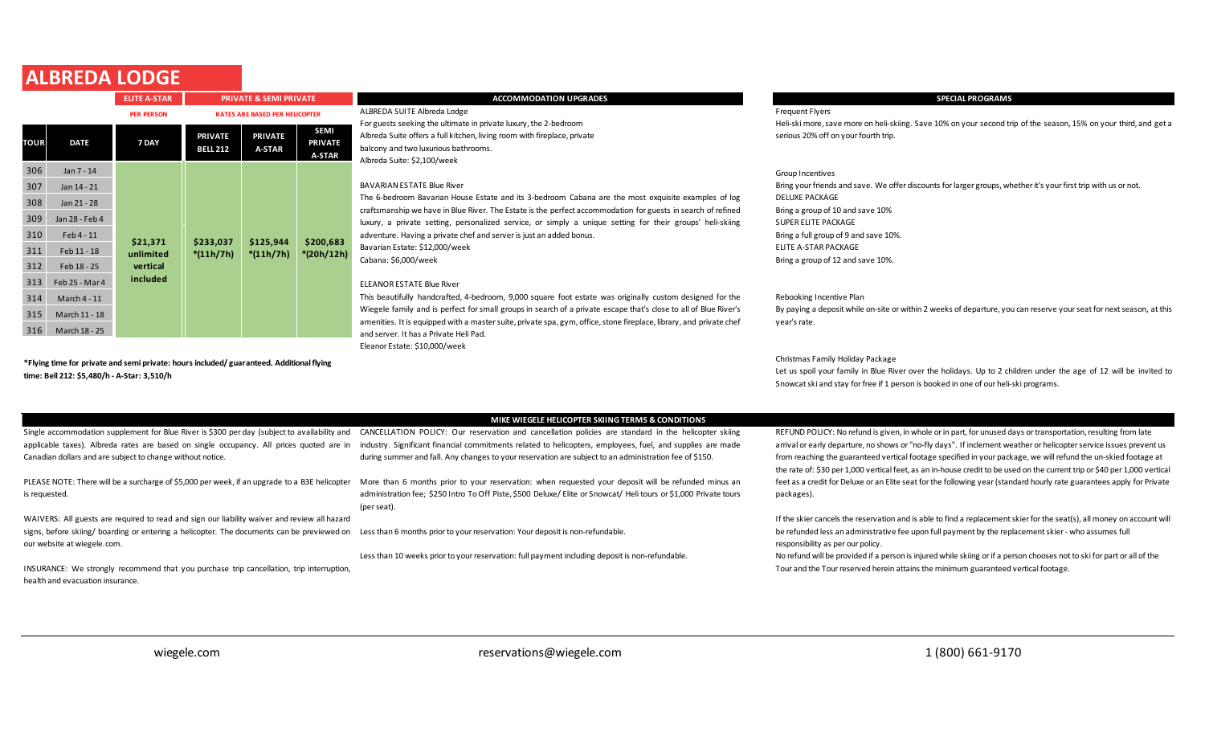# ALBREDA LODGE

| | | ELITE A-STAR | PRIVATE & SEMI PRIVATE | | |
|---|---|---|---|---|---|
| | | PER PERSON | RATES ARE BASED PER HELICOPTER | | |
| TOUR | DATE | 7 DAY | PRIVATE BELL 212 | PRIVATE A-STAR | SEMI PRIVATE A-STAR |
| 306 | Jan 7 - 14 | $21,371 unlimited vertical included | $233,037 *(11h/7h) | $125,944 *(11h/7h) | $200,683 *(20h/12h) |
| 307 | Jan 14 - 21 | | | | |
| 308 | Jan 21 - 28 | | | | |
| 309 | Jan 28 - Feb 4 | | | | |
| 310 | Feb 4 - 11 | | | | |
| 311 | Feb 11 - 18 | | | | |
| 312 | Feb 18 - 25 | | | | |
| 313 | Feb 25 - Mar 4 | | | | |
| 314 | March 4 - 11 | | | | |
| 315 | March 11 - 18 | | | | |
| 316 | March 18 - 25 | | | | |

**\*Flying time for private and semi private: hours included/ guaranteed. Additional flying time: Bell 212: $5,480/h - A-Star: 3,510/h**

## ACCOMMODATION UPGRADES

ALBREDA SUITE Albreda Lodge

For guests seeking the ultimate in private luxury, the 2-bedroom Albreda Suite offers a full kitchen, living room with fireplace, private balcony and two luxurious bathrooms.

Albreda Suite: $2,100/week

BAVARIAN ESTATE Blue River

The 6-bedroom Bavarian House Estate and its 3-bedroom Cabana are the most exquisite examples of log craftsmanship we have in Blue River. The Estate is the perfect accommodation for guests in search of refined luxury, a private setting, personalized service, or simply a unique setting for their groups' heli-skiing adventure. Having a private chef and server is just an added bonus.

Bavarian Estate: $12,000/week

Cabana: $6,000/week

ELEANOR ESTATE Blue River

This beautifully handcrafted, 4-bedroom, 9,000 square foot estate was originally custom designed for the Wiegele family and is perfect for small groups in search of a private escape that's close to all of Blue River's amenities. It is equipped with a master suite, private spa, gym, office, stone fireplace, library, and private chef and server. It has a Private Heli Pad.

Eleanor Estate: $10,000/week

## SPECIAL PROGRAMS

Frequent Flyers

Heli-ski more, save more on heli-skiing. Save 10% on your second trip of the season, 15% on your third, and get a serious 20% off on your fourth trip.

Group Incentives

Bring your friends and save. We offer discounts for larger groups, whether it's your first trip with us or not.

DELUXE PACKAGE

Bring a group of 10 and save 10%

SUPER ELITE PACKAGE

Bring a full group of 9 and save 10%.

ELITE A-STAR PACKAGE

Bring a group of 12 and save 10%.

Rebooking Incentive Plan

By paying a deposit while on-site or within 2 weeks of departure, you can reserve your seat for next season, at this year's rate.

Christmas Family Holiday Package

Let us spoil your family in Blue River over the holidays. Up to 2 children under the age of 12 will be invited to Snowcat ski and stay for free if 1 person is booked in one of our heli-ski programs.

## MIKE WIEGELE HELICOPTER SKIING TERMS & CONDITIONS

Single accommodation supplement for Blue River is $300 per day (subject to availability and applicable taxes). Albreda rates are based on single occupancy. All prices quoted are in Canadian dollars and are subject to change without notice.

PLEASE NOTE: There will be a surcharge of $5,000 per week, if an upgrade to a B3E helicopter is requested.

WAIVERS: All guests are required to read and sign our liability waiver and review all hazard signs, before skiing/ boarding or entering a helicopter. The documents can be previewed on our website at wiegele.com.

INSURANCE: We strongly recommend that you purchase trip cancellation, trip interruption, health and evacuation insurance.

CANCELLATION POLICY: Our reservation and cancellation policies are standard in the helicopter skiing industry. Significant financial commitments related to helicopters, employees, fuel, and supplies are made during summer and fall. Any changes to your reservation are subject to an administration fee of $150.

More than 6 months prior to your reservation: when requested your deposit will be refunded minus an administration fee; $250 Intro To Off Piste, $500 Deluxe/ Elite or Snowcat/ Heli tours or $1,000 Private tours (per seat).

Less than 6 months prior to your reservation: Your deposit is non-refundable.

Less than 10 weeks prior to your reservation: full payment including deposit is non-refundable.

REFUND POLICY: No refund is given, in whole or in part, for unused days or transportation, resulting from late arrival or early departure, no shows or "no-fly days". If inclement weather or helicopter service issues prevent us from reaching the guaranteed vertical footage specified in your package, we will refund the un-skied footage at the rate of: $30 per 1,000 vertical feet, as an in-house credit to be used on the current trip or $40 per 1,000 vertical feet as a credit for Deluxe or an Elite seat for the following year (standard hourly rate guarantees apply for Private packages).

If the skier cancels the reservation and is able to find a replacement skier for the seat(s), all money on account will be refunded less an administrative fee upon full payment by the replacement skier - who assumes full responsibility as per our policy.

No refund will be provided if a person is injured while skiing or if a person chooses not to ski for part or all of the Tour and the Tour reserved herein attains the minimum guaranteed vertical footage.

wiegele.com | reservations@wiegele.com | 1 (800) 661-9170